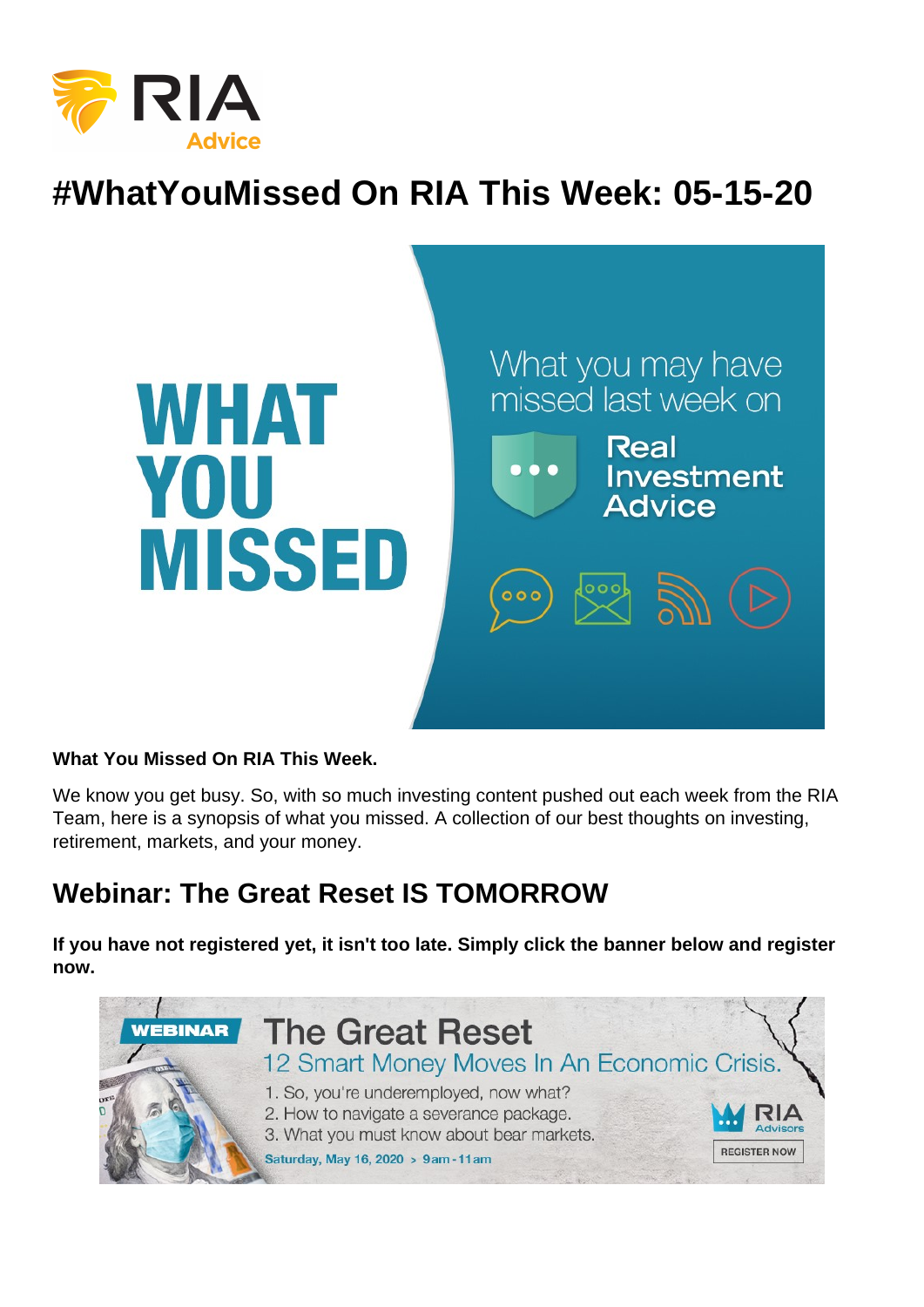# #WhatYouMissed On RIA This Week: 05-15-20

**What You Missed On RIA This Week.**

We know you get busy. So, with so much investing content pushed out each week from the RIA Team, here is a synopsis of what you missed. A collection of our best thoughts on investing, retirement, markets, and your money.

## Webinar: The Great Reset IS TOMORROW

**If you have not registered yet, it isn't too late. Simply click the banner below and register now.**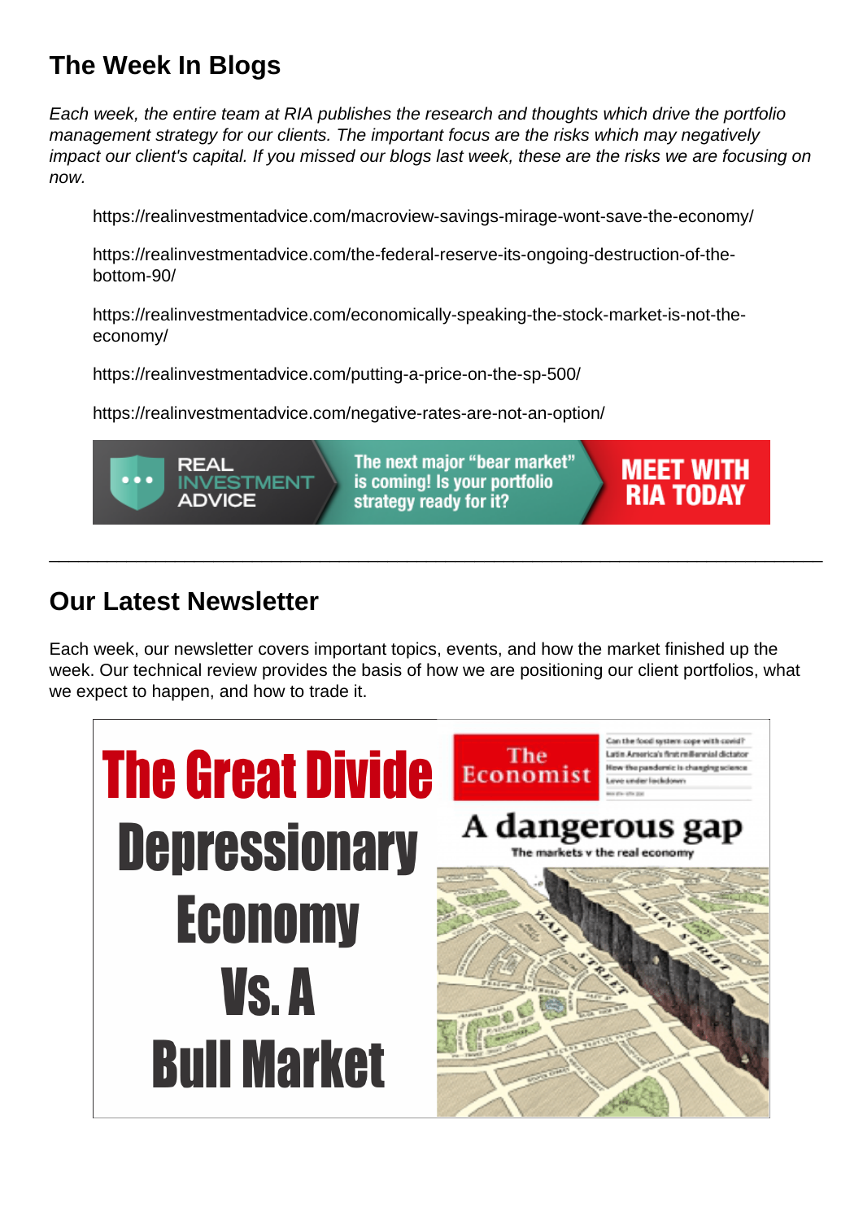## The Week In Blogs

*Each week, the entire team at RIA publishes the research and thoughts which drive the portfolio management strategy for our clients. The important focus are the risks which may negatively impact our client's capital. If you missed our blogs last week, these are the risks we are focusing on now.*

https://realinvestmentadvice.com/macroview-savings-mirage-wont-save-the-economy/

https://realinvestmentadvice.com/the-federal-reserve-its-ongoing-destruction-of-the-bottom-90/

https://realinvestmentadvice.com/economically-speaking-the-stock-market-is-not-the-economy/

https://realinvestmentadvice.com/putting-a-price-on-the-sp-500/

https://realinvestmentadvice.com/negative-rates-are-not-an-option/

---

## Our Latest Newsletter

Each week, our newsletter covers important topics, events, and how the market finished up the week. Our technical review provides the basis of how we are positioning our client portfolios, what we expect to happen, and how to trade it.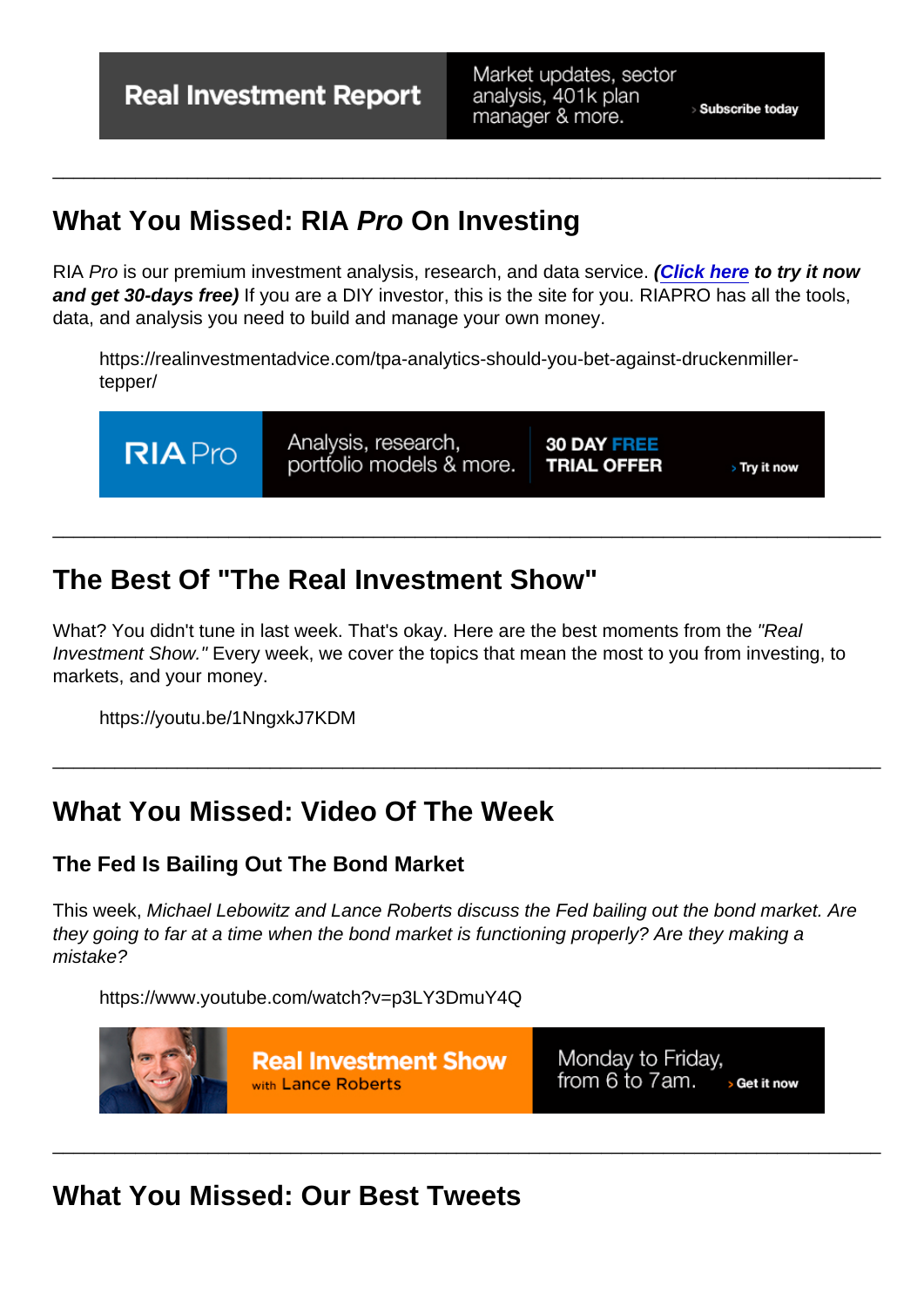## What You Missed: RIA *Pro* On Investing

RIA *Pro* is our premium investment analysis, research, and data service. ***(Click here to try it now and get 30-days free)*** If you are a DIY investor, this is the site for you. RIAPRO has all the tools, data, and analysis you need to build and manage your own money.

> https://realinvestmentadvice.com/tpa-analytics-should-you-bet-against-druckenmiller-tepper/

---

## The Best Of "The Real Investment Show"

What? You didn't tune in last week. That's okay. Here are the best moments from the *"Real Investment Show."* Every week, we cover the topics that mean the most to you from investing, to markets, and your money.

> https://youtu.be/1NngxkJ7KDM

---

## What You Missed: Video Of The Week

### The Fed Is Bailing Out The Bond Market

This week, *Michael Lebowitz and Lance Roberts discuss the Fed bailing out the bond market. Are they going to far at a time when the bond market is functioning properly? Are they making a mistake?*

> https://www.youtube.com/watch?v=p3LY3DmuY4Q

---

## What You Missed: Our Best Tweets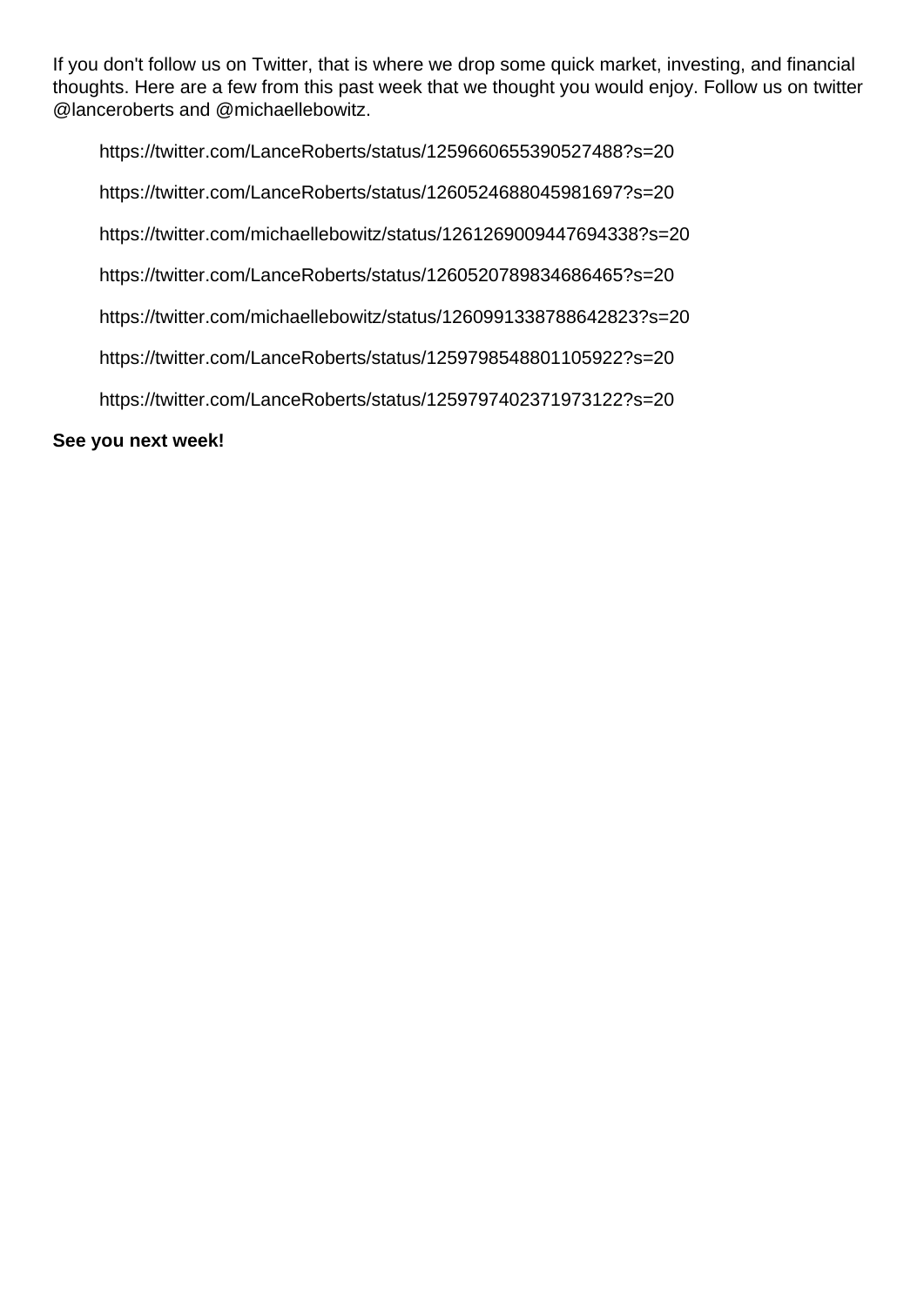If you don't follow us on Twitter, that is where we drop some quick market, investing, and financial thoughts. Here are a few from this past week that we thought you would enjoy. Follow us on twitter @lanceroberts and @michaellebowitz.

https://twitter.com/LanceRoberts/status/1259660655390527488?s=20

https://twitter.com/LanceRoberts/status/1260524688045981697?s=20

https://twitter.com/michaellebowitz/status/1261269009447694338?s=20

https://twitter.com/LanceRoberts/status/1260520789834686465?s=20

https://twitter.com/michaellebowitz/status/1260991338788642823?s=20

https://twitter.com/LanceRoberts/status/1259798548801105922?s=20

https://twitter.com/LanceRoberts/status/1259797402371973122?s=20

**See you next week!**